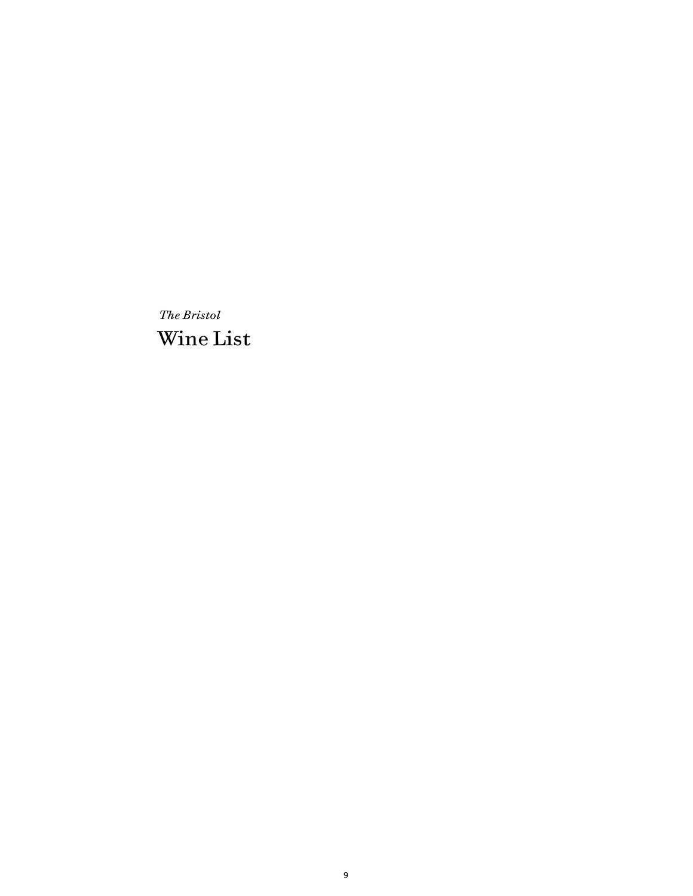*The Bristol*

# Wine List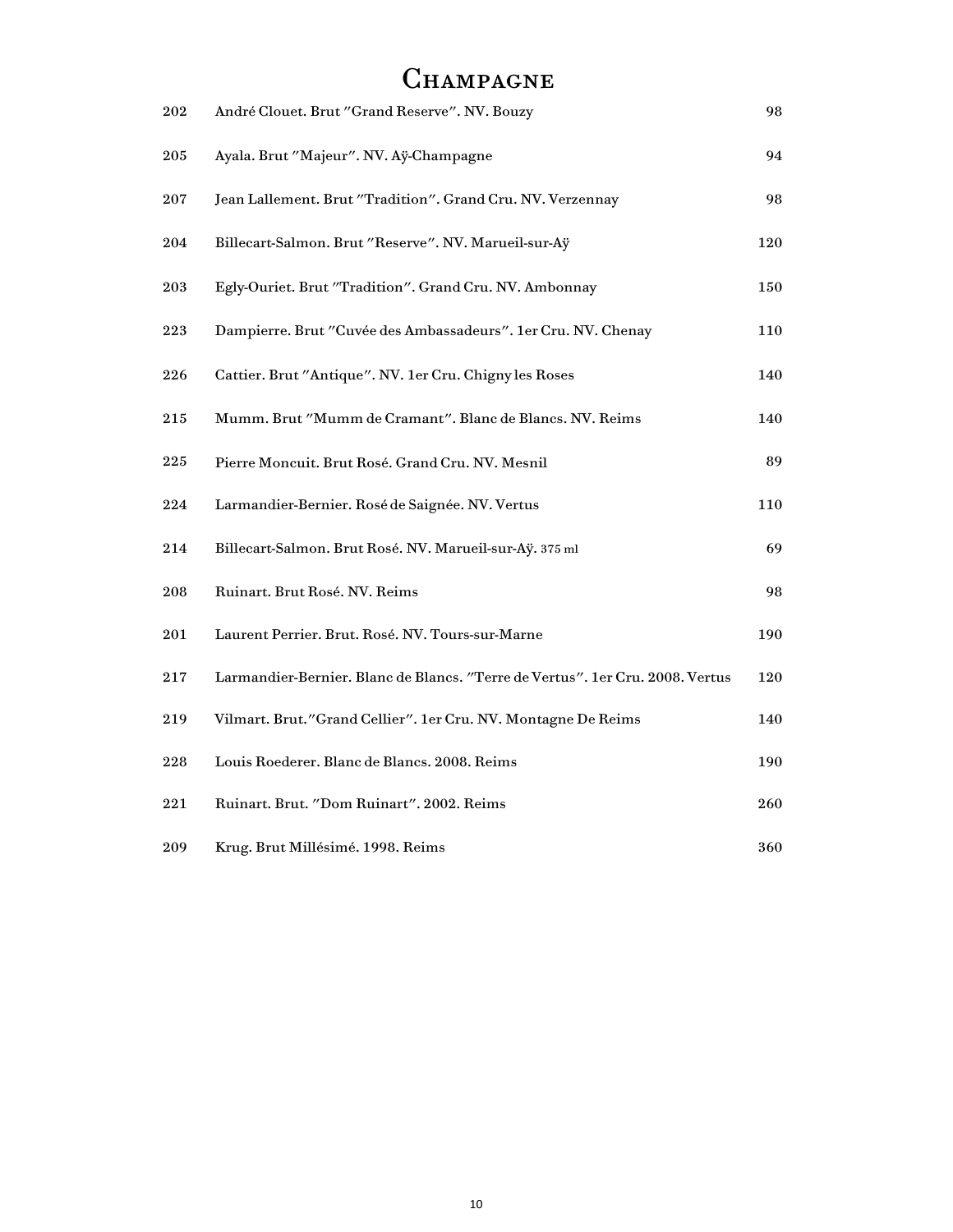# Champagne

| | | |
|---|---|---|
| 202 | André Clouet. Brut "Grand Reserve". NV. Bouzy | 98 |
| 205 | Ayala. Brut "Majeur". NV. Aÿ-Champagne | 94 |
| 207 | Jean Lallement. Brut "Tradition". Grand Cru. NV. Verzennay | 98 |
| 204 | Billecart-Salmon. Brut "Reserve". NV. Marueil-sur-Aÿ | 120 |
| 203 | Egly-Ouriet. Brut "Tradition". Grand Cru. NV. Ambonnay | 150 |
| 223 | Dampierre. Brut "Cuvée des Ambassadeurs". 1er Cru. NV. Chenay | 110 |
| 226 | Cattier. Brut "Antique". NV. 1er Cru. Chigny les Roses | 140 |
| 215 | Mumm. Brut "Mumm de Cramant". Blanc de Blancs. NV. Reims | 140 |
| 225 | Pierre Moncuit. Brut Rosé. Grand Cru. NV. Mesnil | 89 |
| 224 | Larmandier-Bernier. Rosé de Saignée. NV. Vertus | 110 |
| 214 | Billecart-Salmon. Brut Rosé. NV. Marueil-sur-Aÿ. 375 ml | 69 |
| 208 | Ruinart. Brut Rosé. NV. Reims | 98 |
| 201 | Laurent Perrier. Brut. Rosé. NV. Tours-sur-Marne | 190 |
| 217 | Larmandier-Bernier. Blanc de Blancs. "Terre de Vertus". 1er Cru. 2008. Vertus | 120 |
| 219 | Vilmart. Brut."Grand Cellier". 1er Cru. NV. Montagne De Reims | 140 |
| 228 | Louis Roederer. Blanc de Blancs. 2008. Reims | 190 |
| 221 | Ruinart. Brut. "Dom Ruinart". 2002. Reims | 260 |
| 209 | Krug. Brut Millésimé. 1998. Reims | 360 |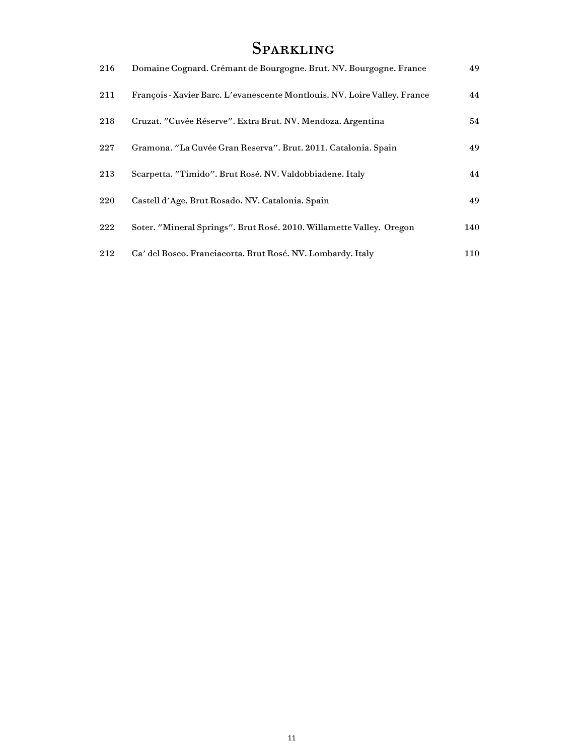# Sparkling

| | | |
|---|---|---|
| 216 | Domaine Cognard. Crémant de Bourgogne. Brut. NV. Bourgogne. France | 49 |
| 211 | François - Xavier Barc. L'evanescente Montlouis. NV. Loire Valley. France | 44 |
| 218 | Cruzat. "Cuvée Réserve". Extra Brut. NV. Mendoza. Argentina | 54 |
| 227 | Gramona. "La Cuvée Gran Reserva". Brut. 2011. Catalonia. Spain | 49 |
| 213 | Scarpetta. "Timido". Brut Rosé. NV. Valdobbiadene. Italy | 44 |
| 220 | Castell d'Age. Brut Rosado. NV. Catalonia. Spain | 49 |
| 222 | Soter. "Mineral Springs". Brut Rosé. 2010. Willamette Valley. Oregon | 140 |
| 212 | Ca' del Bosco. Franciacorta. Brut Rosé. NV. Lombardy. Italy | 110 |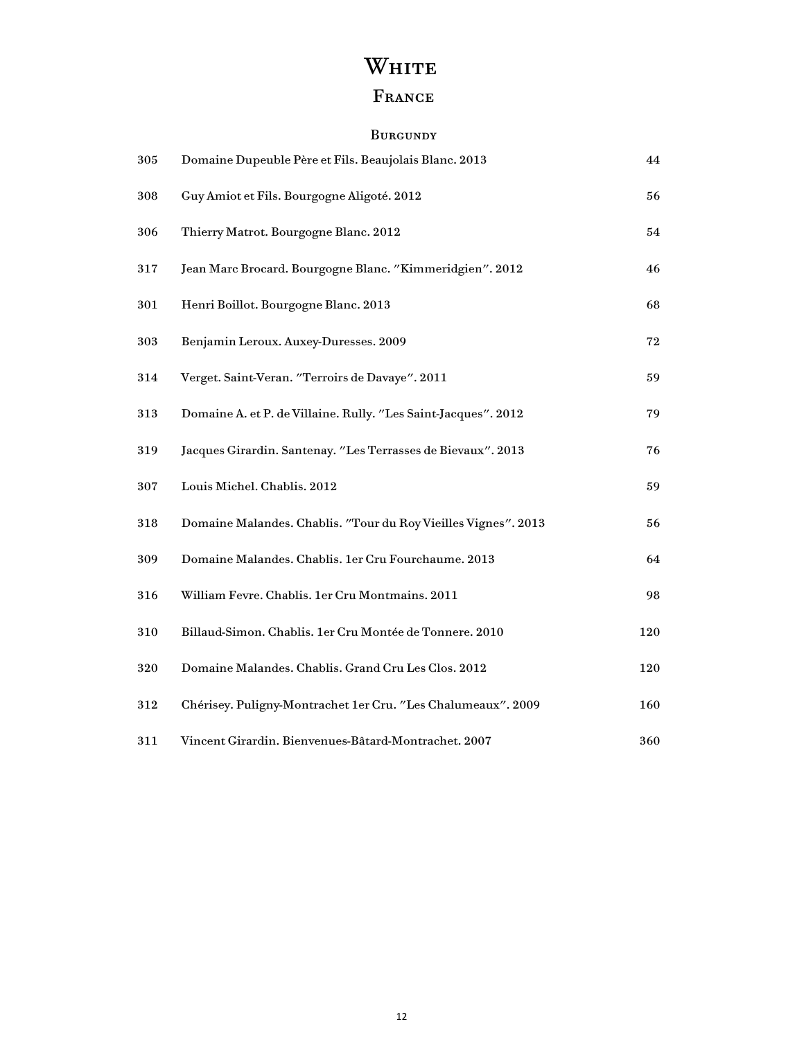# White

## France

### Burgundy

| | | |
|---|---|---|
| 305 | Domaine Dupeuble Père et Fils. Beaujolais Blanc. 2013 | 44 |
| 308 | Guy Amiot et Fils. Bourgogne Aligoté. 2012 | 56 |
| 306 | Thierry Matrot. Bourgogne Blanc. 2012 | 54 |
| 317 | Jean Marc Brocard. Bourgogne Blanc. "Kimmeridgien". 2012 | 46 |
| 301 | Henri Boillot. Bourgogne Blanc. 2013 | 68 |
| 303 | Benjamin Leroux. Auxey-Duresses. 2009 | 72 |
| 314 | Verget. Saint-Veran. "Terroirs de Davaye". 2011 | 59 |
| 313 | Domaine A. et P. de Villaine. Rully. "Les Saint-Jacques". 2012 | 79 |
| 319 | Jacques Girardin. Santenay. "Les Terrasses de Bievaux". 2013 | 76 |
| 307 | Louis Michel. Chablis. 2012 | 59 |
| 318 | Domaine Malandes. Chablis. "Tour du Roy Vieilles Vignes". 2013 | 56 |
| 309 | Domaine Malandes. Chablis. 1er Cru Fourchaume. 2013 | 64 |
| 316 | William Fevre. Chablis. 1er Cru Montmains. 2011 | 98 |
| 310 | Billaud-Simon. Chablis. 1er Cru Montée de Tonnere. 2010 | 120 |
| 320 | Domaine Malandes. Chablis. Grand Cru Les Clos. 2012 | 120 |
| 312 | Chérisey. Puligny-Montrachet 1er Cru. "Les Chalumeaux". 2009 | 160 |
| 311 | Vincent Girardin. Bienvenues-Bâtard-Montrachet. 2007 | 360 |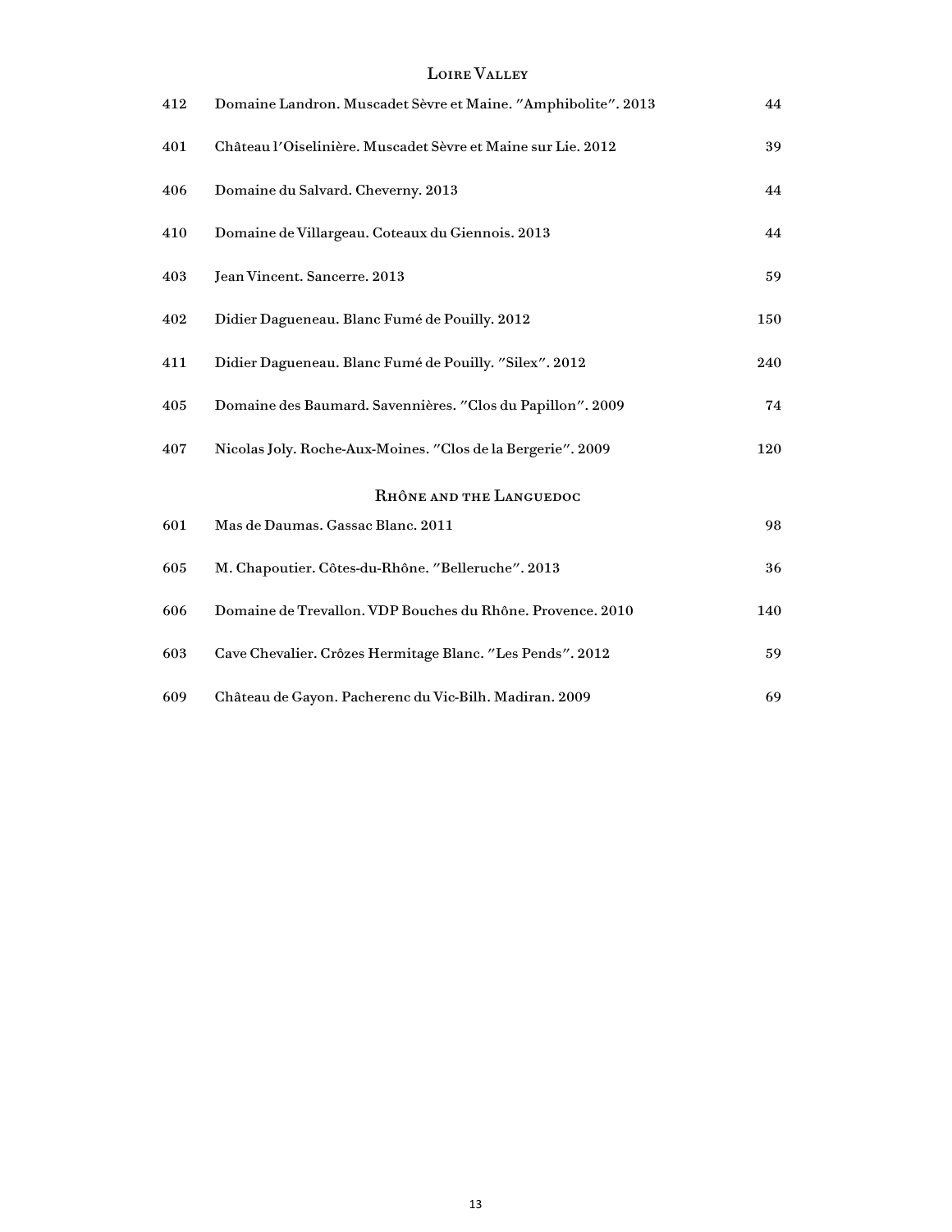## Loire Valley

| | | |
|---|---|---|
| 412 | Domaine Landron. Muscadet Sèvre et Maine. "Amphibolite". 2013 | 44 |
| 401 | Château l'Oiselinière. Muscadet Sèvre et Maine sur Lie. 2012 | 39 |
| 406 | Domaine du Salvard. Cheverny. 2013 | 44 |
| 410 | Domaine de Villargeau. Coteaux du Giennois. 2013 | 44 |
| 403 | Jean Vincent. Sancerre. 2013 | 59 |
| 402 | Didier Dagueneau. Blanc Fumé de Pouilly. 2012 | 150 |
| 411 | Didier Dagueneau. Blanc Fumé de Pouilly. "Silex". 2012 | 240 |
| 405 | Domaine des Baumard. Savennières. "Clos du Papillon". 2009 | 74 |
| 407 | Nicolas Joly. Roche-Aux-Moines. "Clos de la Bergerie". 2009 | 120 |

## Rhône and the Languedoc

| | | |
|---|---|---|
| 601 | Mas de Daumas. Gassac Blanc. 2011 | 98 |
| 605 | M. Chapoutier. Côtes-du-Rhône. "Belleruche". 2013 | 36 |
| 606 | Domaine de Trevallon. VDP Bouches du Rhône. Provence. 2010 | 140 |
| 603 | Cave Chevalier. Crôzes Hermitage Blanc. "Les Pends". 2012 | 59 |
| 609 | Château de Gayon. Pacherenc du Vic-Bilh. Madiran. 2009 | 69 |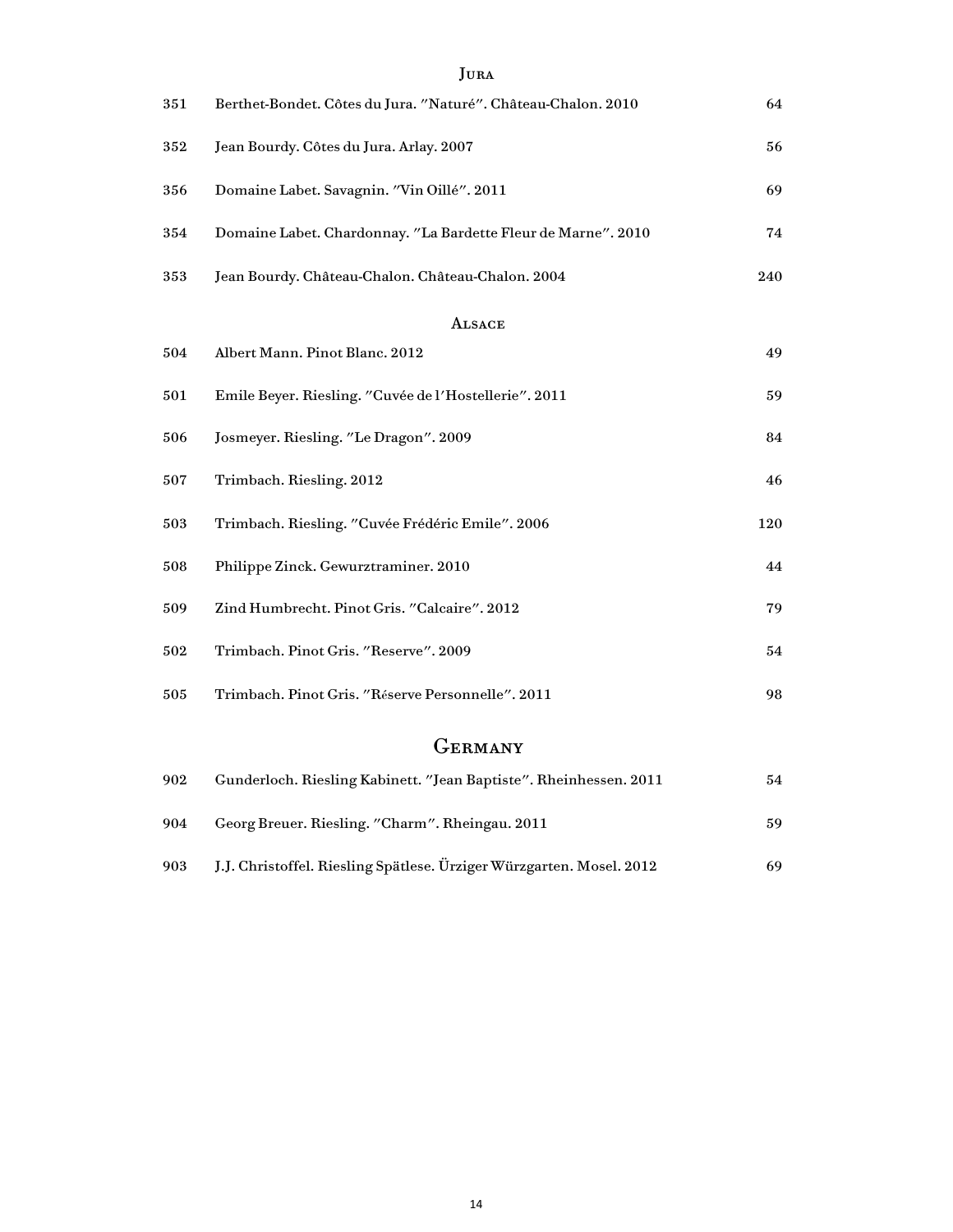### Jura

| | | |
|---|---|---|
| 351 | Berthet-Bondet. Côtes du Jura. "Naturé". Château-Chalon. 2010 | 64 |
| 352 | Jean Bourdy. Côtes du Jura. Arlay. 2007 | 56 |
| 356 | Domaine Labet. Savagnin. "Vin Oillé". 2011 | 69 |
| 354 | Domaine Labet. Chardonnay. "La Bardette Fleur de Marne". 2010 | 74 |
| 353 | Jean Bourdy. Château-Chalon. Château-Chalon. 2004 | 240 |

### Alsace

| | | |
|---|---|---|
| 504 | Albert Mann. Pinot Blanc. 2012 | 49 |
| 501 | Emile Beyer. Riesling. "Cuvée de l'Hostellerie". 2011 | 59 |
| 506 | Josmeyer. Riesling. "Le Dragon". 2009 | 84 |
| 507 | Trimbach. Riesling. 2012 | 46 |
| 503 | Trimbach. Riesling. "Cuvée Frédéric Emile". 2006 | 120 |
| 508 | Philippe Zinck. Gewurztraminer. 2010 | 44 |
| 509 | Zind Humbrecht. Pinot Gris. "Calcaire". 2012 | 79 |
| 502 | Trimbach. Pinot Gris. "Reserve". 2009 | 54 |
| 505 | Trimbach. Pinot Gris. "Réserve Personnelle". 2011 | 98 |

## Germany

| | | |
|---|---|---|
| 902 | Gunderloch. Riesling Kabinett. "Jean Baptiste". Rheinhessen. 2011 | 54 |
| 904 | Georg Breuer. Riesling. "Charm". Rheingau. 2011 | 59 |
| 903 | J.J. Christoffel. Riesling Spätlese. Ürziger Würzgarten. Mosel. 2012 | 69 |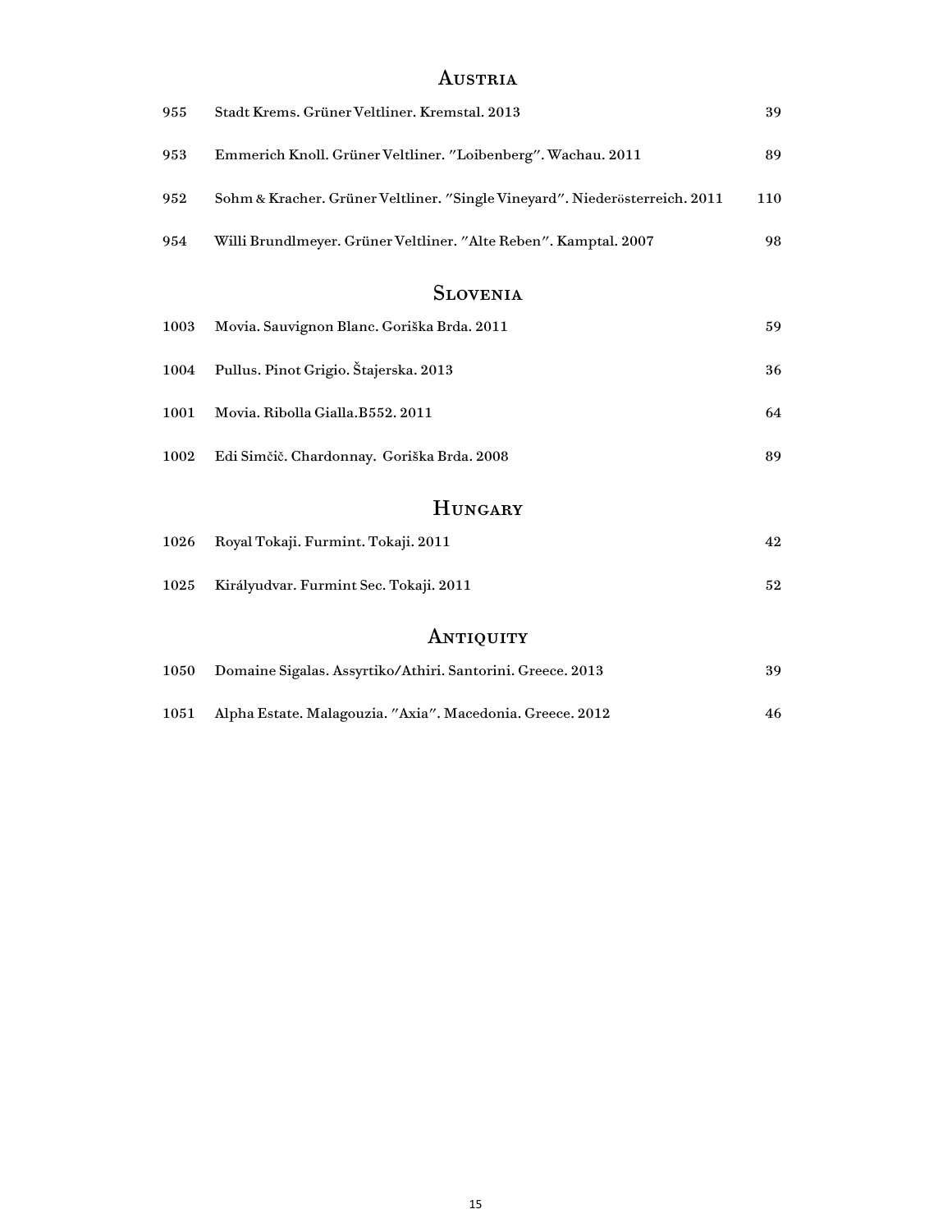## Austria

| | | |
|---|---|---|
| 955 | Stadt Krems. Grüner Veltliner. Kremstal. 2013 | 39 |
| 953 | Emmerich Knoll. Grüner Veltliner. "Loibenberg". Wachau. 2011 | 89 |
| 952 | Sohm & Kracher. Grüner Veltliner. "Single Vineyard". Niederösterreich. 2011 | 110 |
| 954 | Willi Brundlmeyer. Grüner Veltliner. "Alte Reben". Kamptal. 2007 | 98 |

## Slovenia

| | | |
|---|---|---|
| 1003 | Movia. Sauvignon Blanc. Goriška Brda. 2011 | 59 |
| 1004 | Pullus. Pinot Grigio. Štajerska. 2013 | 36 |
| 1001 | Movia. Ribolla Gialla.B552. 2011 | 64 |
| 1002 | Edi Simčič. Chardonnay. Goriška Brda. 2008 | 89 |

## Hungary

| | | |
|---|---|---|
| 1026 | Royal Tokaji. Furmint. Tokaji. 2011 | 42 |
| 1025 | Királyudvar. Furmint Sec. Tokaji. 2011 | 52 |

## Antiquity

| | | |
|---|---|---|
| 1050 | Domaine Sigalas. Assyrtiko/Athiri. Santorini. Greece. 2013 | 39 |
| 1051 | Alpha Estate. Malagouzia. "Axia". Macedonia. Greece. 2012 | 46 |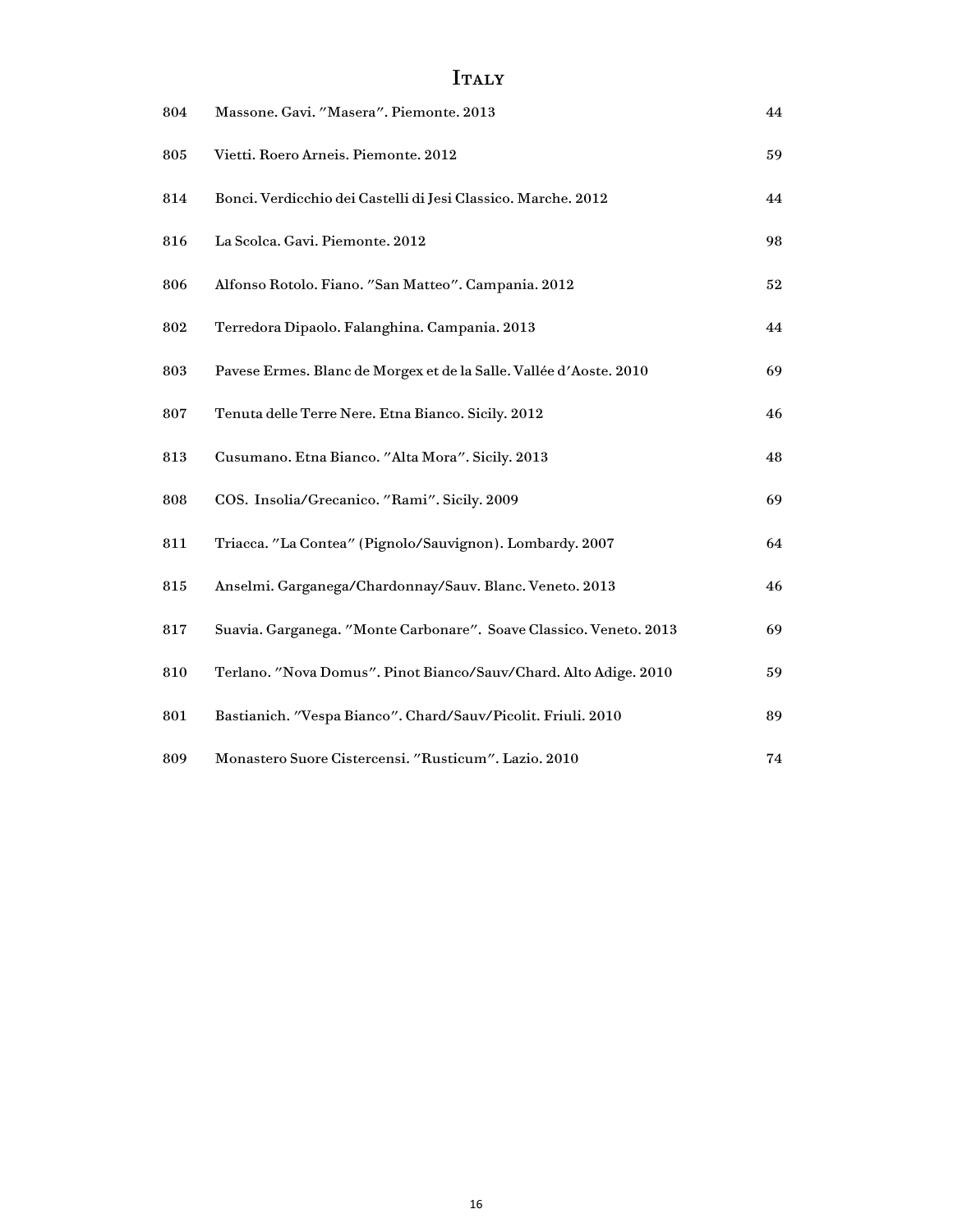# Italy

| | | |
|---|---|---|
| 804 | Massone. Gavi. "Masera". Piemonte. 2013 | 44 |
| 805 | Vietti. Roero Arneis. Piemonte. 2012 | 59 |
| 814 | Bonci. Verdicchio dei Castelli di Jesi Classico. Marche. 2012 | 44 |
| 816 | La Scolca. Gavi. Piemonte. 2012 | 98 |
| 806 | Alfonso Rotolo. Fiano. "San Matteo". Campania. 2012 | 52 |
| 802 | Terredora Dipaolo. Falanghina. Campania. 2013 | 44 |
| 803 | Pavese Ermes. Blanc de Morgex et de la Salle. Vallée d'Aoste. 2010 | 69 |
| 807 | Tenuta delle Terre Nere. Etna Bianco. Sicily. 2012 | 46 |
| 813 | Cusumano. Etna Bianco. "Alta Mora". Sicily. 2013 | 48 |
| 808 | COS. Insolia/Grecanico. "Rami". Sicily. 2009 | 69 |
| 811 | Triacca. "La Contea" (Pignolo/Sauvignon). Lombardy. 2007 | 64 |
| 815 | Anselmi. Garganega/Chardonnay/Sauv. Blanc. Veneto. 2013 | 46 |
| 817 | Suavia. Garganega. "Monte Carbonare". Soave Classico. Veneto. 2013 | 69 |
| 810 | Terlano. "Nova Domus". Pinot Bianco/Sauv/Chard. Alto Adige. 2010 | 59 |
| 801 | Bastianich. "Vespa Bianco". Chard/Sauv/Picolit. Friuli. 2010 | 89 |
| 809 | Monastero Suore Cistercensi. "Rusticum". Lazio. 2010 | 74 |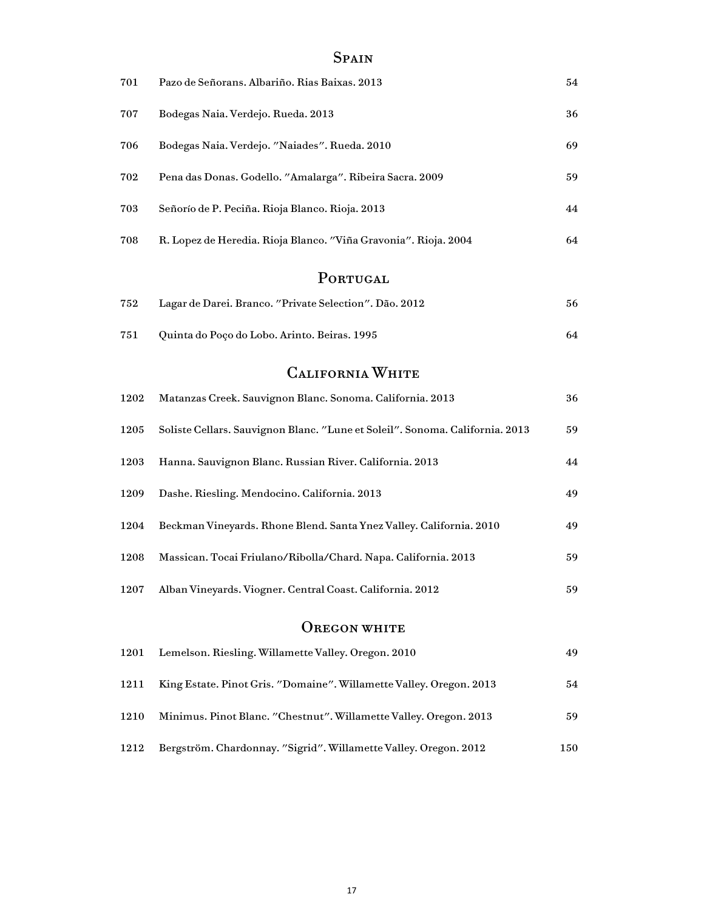## Spain

| | | |
|---|---|---|
| 701 | Pazo de Señorans. Albariño. Rias Baixas. 2013 | 54 |
| 707 | Bodegas Naia. Verdejo. Rueda. 2013 | 36 |
| 706 | Bodegas Naia. Verdejo. "Naiades". Rueda. 2010 | 69 |
| 702 | Pena das Donas. Godello. "Amalarga". Ribeira Sacra. 2009 | 59 |
| 703 | Señorío de P. Peciña. Rioja Blanco. Rioja. 2013 | 44 |
| 708 | R. Lopez de Heredia. Rioja Blanco. "Viña Gravonia". Rioja. 2004 | 64 |

## Portugal

| | | |
|---|---|---|
| 752 | Lagar de Darei. Branco. "Private Selection". Dão. 2012 | 56 |
| 751 | Quinta do Poço do Lobo. Arinto. Beiras. 1995 | 64 |

## California White

| | | |
|---|---|---|
| 1202 | Matanzas Creek. Sauvignon Blanc. Sonoma. California. 2013 | 36 |
| 1205 | Soliste Cellars. Sauvignon Blanc. "Lune et Soleil". Sonoma. California. 2013 | 59 |
| 1203 | Hanna. Sauvignon Blanc. Russian River. California. 2013 | 44 |
| 1209 | Dashe. Riesling. Mendocino. California. 2013 | 49 |
| 1204 | Beckman Vineyards. Rhone Blend. Santa Ynez Valley. California. 2010 | 49 |
| 1208 | Massican. Tocai Friulano/Ribolla/Chard. Napa. California. 2013 | 59 |
| 1207 | Alban Vineyards. Viogner. Central Coast. California. 2012 | 59 |

## Oregon white

| | | |
|---|---|---|
| 1201 | Lemelson. Riesling. Willamette Valley. Oregon. 2010 | 49 |
| 1211 | King Estate. Pinot Gris. "Domaine". Willamette Valley. Oregon. 2013 | 54 |
| 1210 | Minimus. Pinot Blanc. "Chestnut". Willamette Valley. Oregon. 2013 | 59 |
| 1212 | Bergström. Chardonnay. "Sigrid". Willamette Valley. Oregon. 2012 | 150 |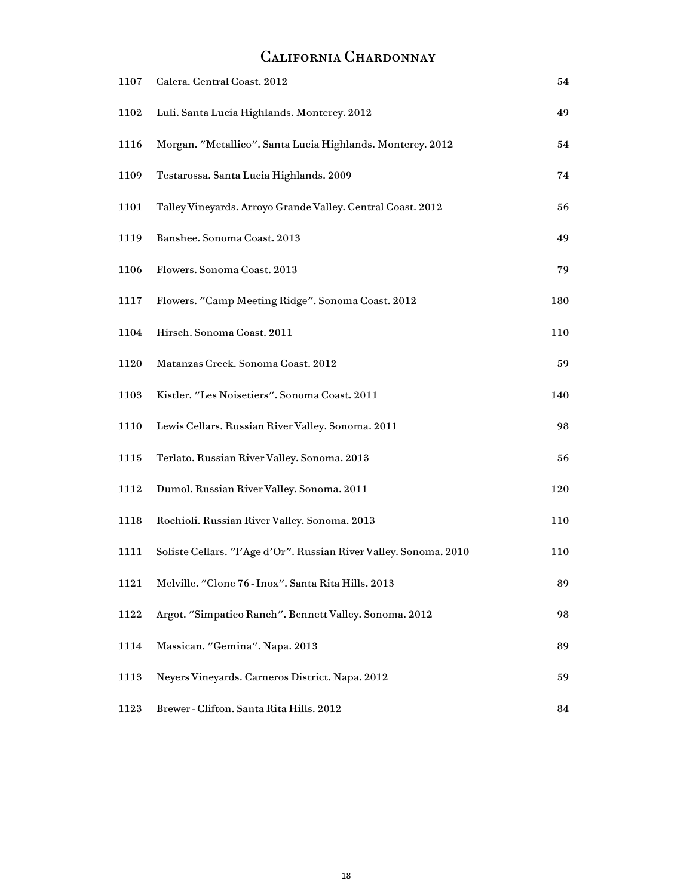## California Chardonnay

| | | |
|---|---|---|
| 1107 | Calera. Central Coast. 2012 | 54 |
| 1102 | Luli. Santa Lucia Highlands. Monterey. 2012 | 49 |
| 1116 | Morgan. "Metallico". Santa Lucia Highlands. Monterey. 2012 | 54 |
| 1109 | Testarossa. Santa Lucia Highlands. 2009 | 74 |
| 1101 | Talley Vineyards. Arroyo Grande Valley. Central Coast. 2012 | 56 |
| 1119 | Banshee. Sonoma Coast. 2013 | 49 |
| 1106 | Flowers. Sonoma Coast. 2013 | 79 |
| 1117 | Flowers. "Camp Meeting Ridge". Sonoma Coast. 2012 | 180 |
| 1104 | Hirsch. Sonoma Coast. 2011 | 110 |
| 1120 | Matanzas Creek. Sonoma Coast. 2012 | 59 |
| 1103 | Kistler. "Les Noisetiers". Sonoma Coast. 2011 | 140 |
| 1110 | Lewis Cellars. Russian River Valley. Sonoma. 2011 | 98 |
| 1115 | Terlato. Russian River Valley. Sonoma. 2013 | 56 |
| 1112 | Dumol. Russian River Valley. Sonoma. 2011 | 120 |
| 1118 | Rochioli. Russian River Valley. Sonoma. 2013 | 110 |
| 1111 | Soliste Cellars. "l'Age d'Or". Russian River Valley. Sonoma. 2010 | 110 |
| 1121 | Melville. "Clone 76 - Inox". Santa Rita Hills. 2013 | 89 |
| 1122 | Argot. "Simpatico Ranch". Bennett Valley. Sonoma. 2012 | 98 |
| 1114 | Massican. "Gemina". Napa. 2013 | 89 |
| 1113 | Neyers Vineyards. Carneros District. Napa. 2012 | 59 |
| 1123 | Brewer - Clifton. Santa Rita Hills. 2012 | 84 |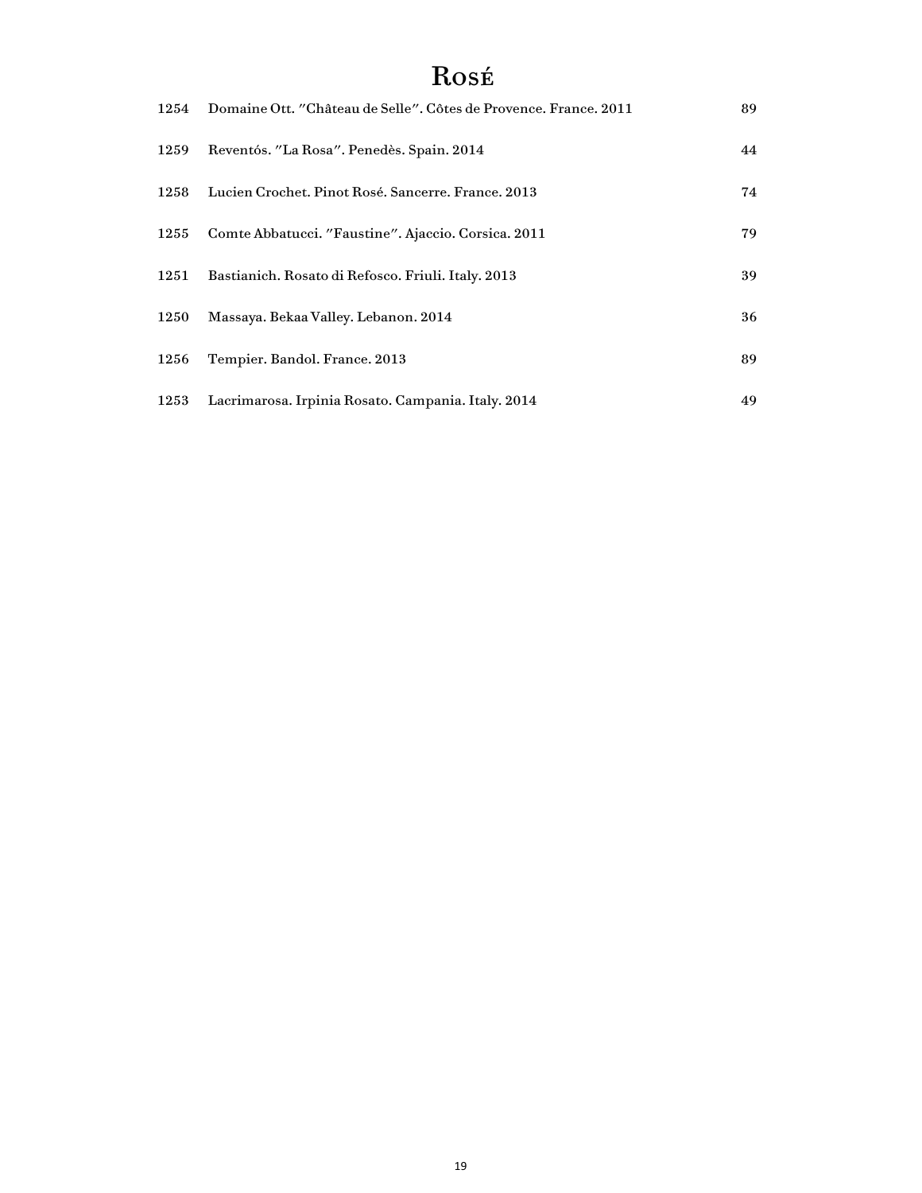# Rosé

| | | |
|---|---|---|
| 1254 | Domaine Ott. "Château de Selle". Côtes de Provence. France. 2011 | 89 |
| 1259 | Reventós. "La Rosa". Penedès. Spain. 2014 | 44 |
| 1258 | Lucien Crochet. Pinot Rosé. Sancerre. France. 2013 | 74 |
| 1255 | Comte Abbatucci. "Faustine". Ajaccio. Corsica. 2011 | 79 |
| 1251 | Bastianich. Rosato di Refosco. Friuli. Italy. 2013 | 39 |
| 1250 | Massaya. Bekaa Valley. Lebanon. 2014 | 36 |
| 1256 | Tempier. Bandol. France. 2013 | 89 |
| 1253 | Lacrimarosa. Irpinia Rosato. Campania. Italy. 2014 | 49 |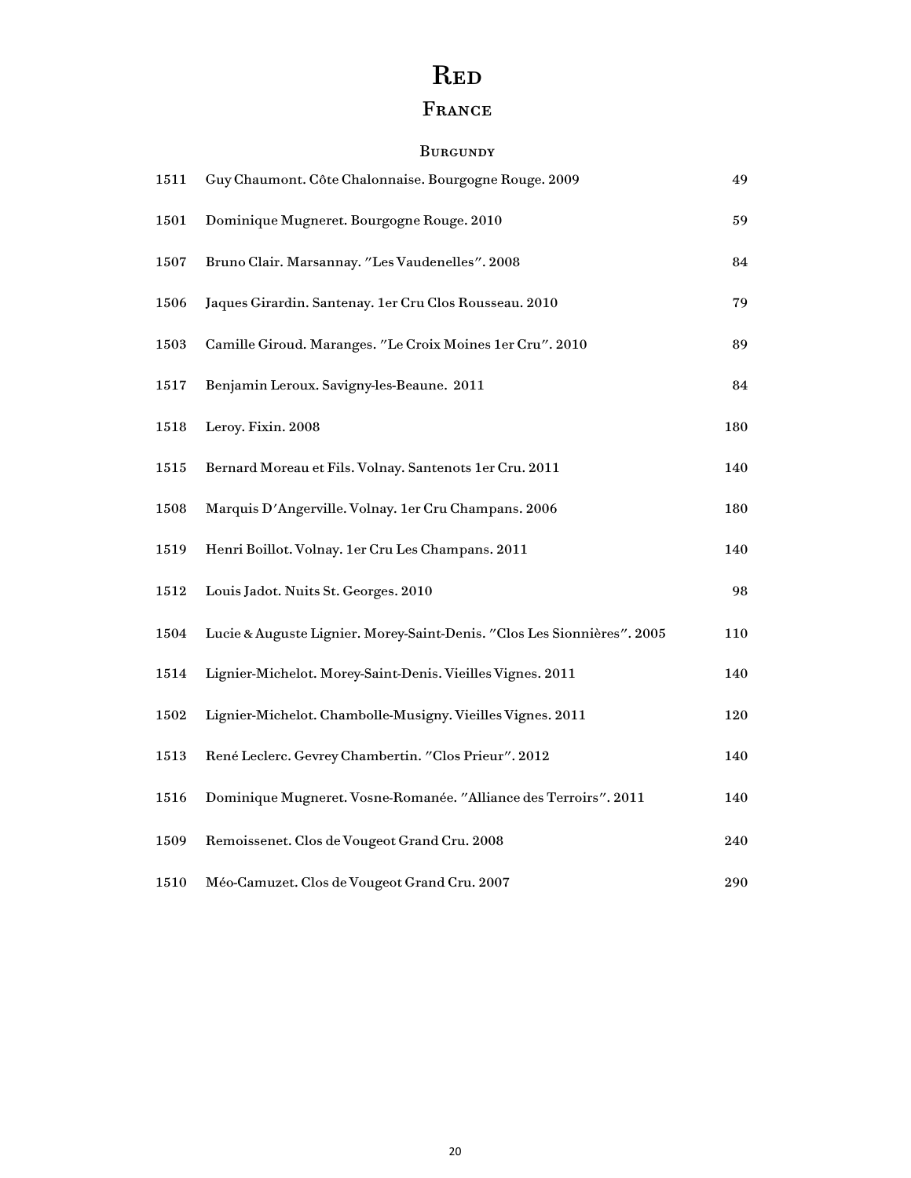# Red

## France

### Burgundy

| | | |
|---|---|---|
| 1511 | Guy Chaumont. Côte Chalonnaise. Bourgogne Rouge. 2009 | 49 |
| 1501 | Dominique Mugneret. Bourgogne Rouge. 2010 | 59 |
| 1507 | Bruno Clair. Marsannay. "Les Vaudenelles". 2008 | 84 |
| 1506 | Jaques Girardin. Santenay. 1er Cru Clos Rousseau. 2010 | 79 |
| 1503 | Camille Giroud. Maranges. "Le Croix Moines 1er Cru". 2010 | 89 |
| 1517 | Benjamin Leroux. Savigny-les-Beaune. 2011 | 84 |
| 1518 | Leroy. Fixin. 2008 | 180 |
| 1515 | Bernard Moreau et Fils. Volnay. Santenots 1er Cru. 2011 | 140 |
| 1508 | Marquis D'Angerville. Volnay. 1er Cru Champans. 2006 | 180 |
| 1519 | Henri Boillot. Volnay. 1er Cru Les Champans. 2011 | 140 |
| 1512 | Louis Jadot. Nuits St. Georges. 2010 | 98 |
| 1504 | Lucie & Auguste Lignier. Morey-Saint-Denis. "Clos Les Sionnières". 2005 | 110 |
| 1514 | Lignier-Michelot. Morey-Saint-Denis. Vieilles Vignes. 2011 | 140 |
| 1502 | Lignier-Michelot. Chambolle-Musigny. Vieilles Vignes. 2011 | 120 |
| 1513 | René Leclerc. Gevrey Chambertin. "Clos Prieur". 2012 | 140 |
| 1516 | Dominique Mugneret. Vosne-Romanée. "Alliance des Terroirs". 2011 | 140 |
| 1509 | Remoissenet. Clos de Vougeot Grand Cru. 2008 | 240 |
| 1510 | Méo-Camuzet. Clos de Vougeot Grand Cru. 2007 | 290 |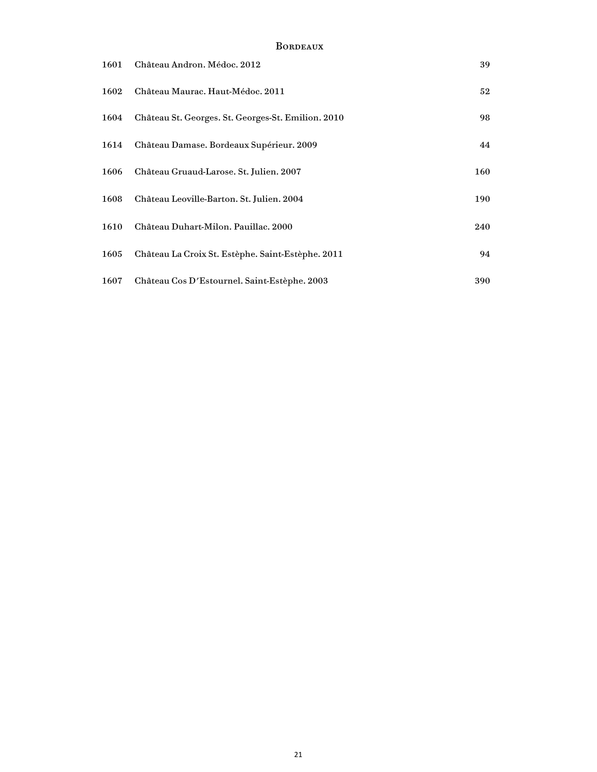## Bordeaux

| | | |
|---|---|---|
| 1601 | Château Andron. Médoc. 2012 | 39 |
| 1602 | Château Maurac. Haut-Médoc. 2011 | 52 |
| 1604 | Château St. Georges. St. Georges-St. Emilion. 2010 | 98 |
| 1614 | Château Damase. Bordeaux Supérieur. 2009 | 44 |
| 1606 | Château Gruaud-Larose. St. Julien. 2007 | 160 |
| 1608 | Château Leoville-Barton. St. Julien. 2004 | 190 |
| 1610 | Château Duhart-Milon. Pauillac. 2000 | 240 |
| 1605 | Château La Croix St. Estèphe. Saint-Estèphe. 2011 | 94 |
| 1607 | Château Cos D'Estournel. Saint-Estèphe. 2003 | 390 |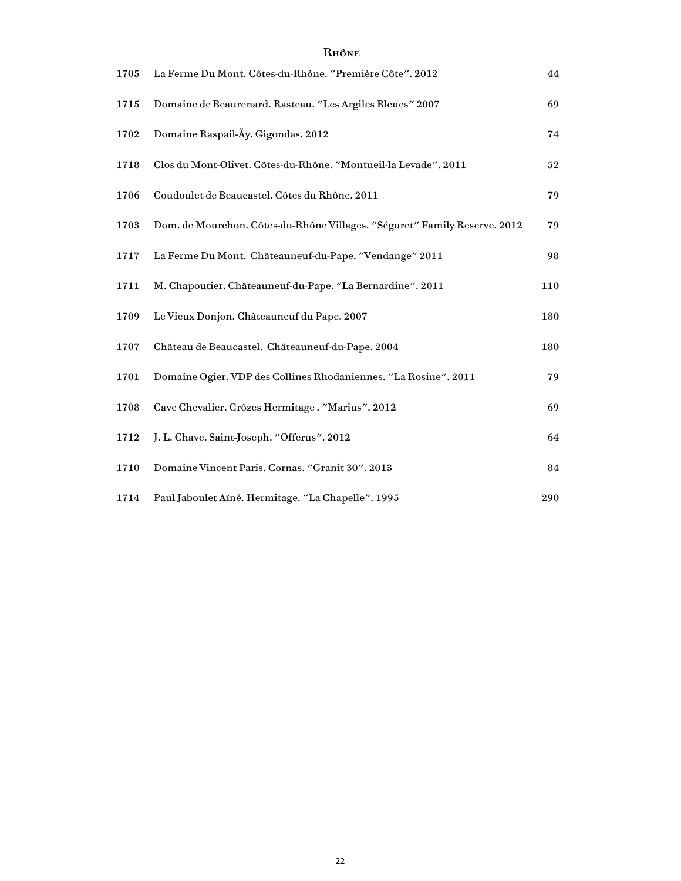## Rhône

| | | |
|---|---|---|
| 1705 | La Ferme Du Mont. Côtes-du-Rhône. ″Première Côte″. 2012 | 44 |
| 1715 | Domaine de Beaurenard. Rasteau. ″Les Argiles Bleues″ 2007 | 69 |
| 1702 | Domaine Raspail-Äy. Gigondas. 2012 | 74 |
| 1718 | Clos du Mont-Olivet. Côtes-du-Rhône. ″Montueil-la Levade″. 2011 | 52 |
| 1706 | Coudoulet de Beaucastel. Côtes du Rhône. 2011 | 79 |
| 1703 | Dom. de Mourchon. Côtes-du-Rhône Villages. ″Séguret″ Family Reserve. 2012 | 79 |
| 1717 | La Ferme Du Mont. Châteauneuf-du-Pape. ″Vendange″ 2011 | 98 |
| 1711 | M. Chapoutier. Châteauneuf-du-Pape. ″La Bernardine″. 2011 | 110 |
| 1709 | Le Vieux Donjon. Châteauneuf du Pape. 2007 | 180 |
| 1707 | Château de Beaucastel. Châteauneuf-du-Pape. 2004 | 180 |
| 1701 | Domaine Ogier. VDP des Collines Rhodaniennes. ″La Rosine″. 2011 | 79 |
| 1708 | Cave Chevalier. Crôzes Hermitage . ″Marius″. 2012 | 69 |
| 1712 | J. L. Chave. Saint-Joseph. ″Offerus″. 2012 | 64 |
| 1710 | Domaine Vincent Paris. Cornas. ″Granit 30″. 2013 | 84 |
| 1714 | Paul Jaboulet Aîné. Hermitage. ″La Chapelle″. 1995 | 290 |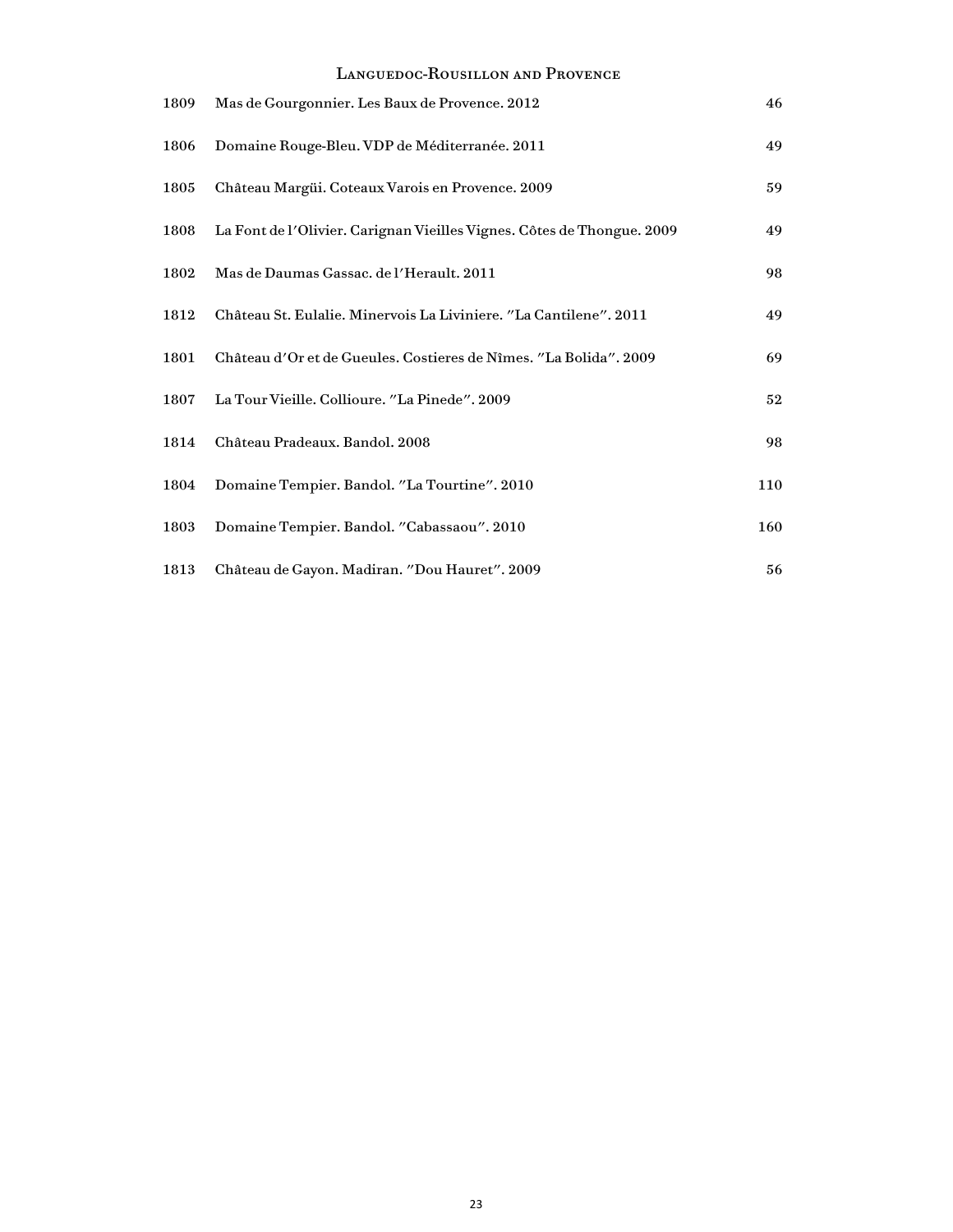## Languedoc-Rousillon and Provence

| | | |
|---|---|---|
| 1809 | Mas de Gourgonnier. Les Baux de Provence. 2012 | 46 |
| 1806 | Domaine Rouge-Bleu. VDP de Méditerranée. 2011 | 49 |
| 1805 | Château Margüi. Coteaux Varois en Provence. 2009 | 59 |
| 1808 | La Font de l'Olivier. Carignan Vieilles Vignes. Côtes de Thongue. 2009 | 49 |
| 1802 | Mas de Daumas Gassac. de l'Herault. 2011 | 98 |
| 1812 | Château St. Eulalie. Minervois La Liviniere. "La Cantilene". 2011 | 49 |
| 1801 | Château d'Or et de Gueules. Costieres de Nîmes. "La Bolida". 2009 | 69 |
| 1807 | La Tour Vieille. Collioure. "La Pinede". 2009 | 52 |
| 1814 | Château Pradeaux. Bandol. 2008 | 98 |
| 1804 | Domaine Tempier. Bandol. "La Tourtine". 2010 | 110 |
| 1803 | Domaine Tempier. Bandol. "Cabassaou". 2010 | 160 |
| 1813 | Château de Gayon. Madiran. "Dou Hauret". 2009 | 56 |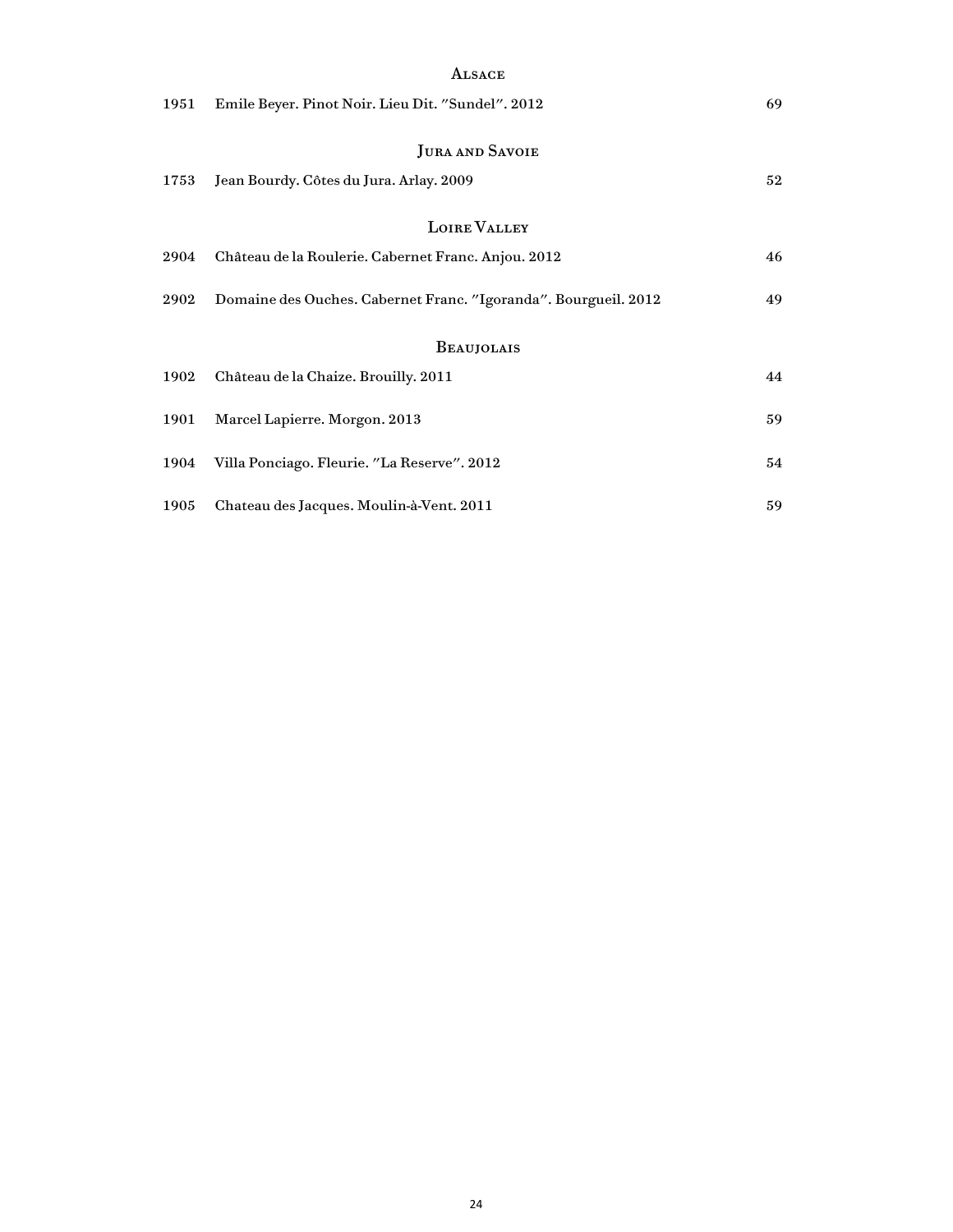## Alsace

| | | |
|---|---|---|
| 1951 | Emile Beyer. Pinot Noir. Lieu Dit. "Sundel". 2012 | 69 |

## Jura and Savoie

| | | |
|---|---|---|
| 1753 | Jean Bourdy. Côtes du Jura. Arlay. 2009 | 52 |

## Loire Valley

| | | |
|---|---|---|
| 2904 | Château de la Roulerie. Cabernet Franc. Anjou. 2012 | 46 |
| 2902 | Domaine des Ouches. Cabernet Franc. "Igoranda". Bourgueil. 2012 | 49 |

## Beaujolais

| | | |
|---|---|---|
| 1902 | Château de la Chaize. Brouilly. 2011 | 44 |
| 1901 | Marcel Lapierre. Morgon. 2013 | 59 |
| 1904 | Villa Ponciago. Fleurie. "La Reserve". 2012 | 54 |
| 1905 | Chateau des Jacques. Moulin-à-Vent. 2011 | 59 |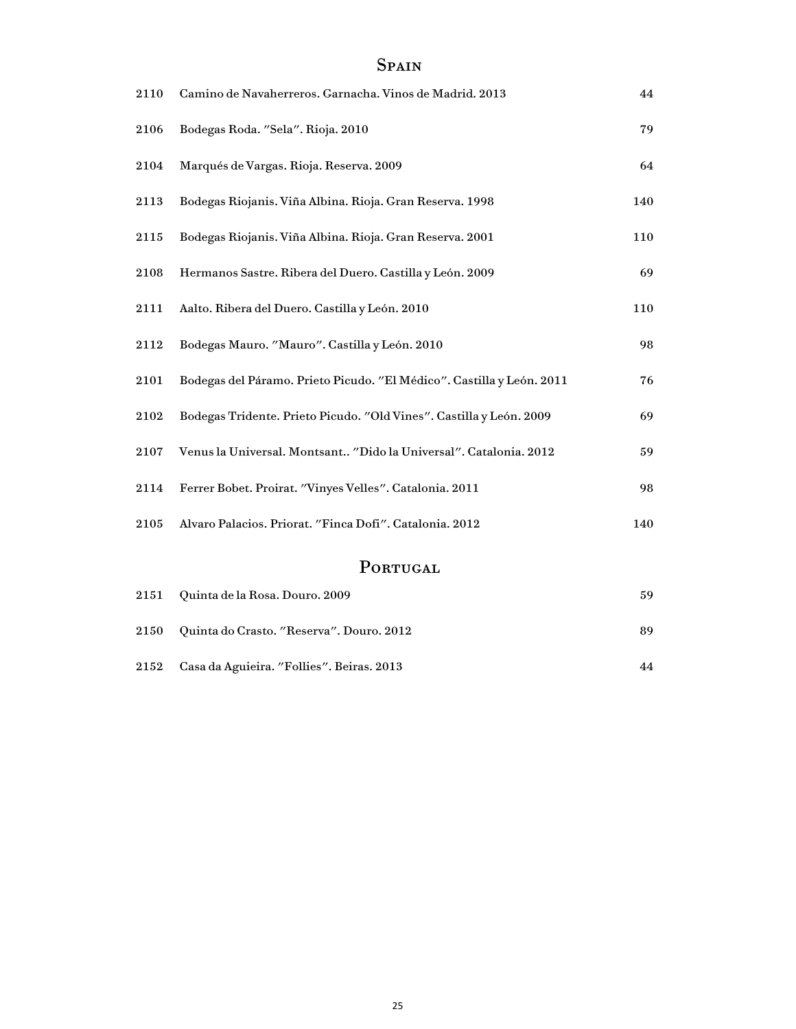## Spain

| | | |
|---|---|---|
| 2110 | Camino de Navaherreros. Garnacha. Vinos de Madrid. 2013 | 44 |
| 2106 | Bodegas Roda. ″Sela″. Rioja. 2010 | 79 |
| 2104 | Marqués de Vargas. Rioja. Reserva. 2009 | 64 |
| 2113 | Bodegas Riojanis. Viña Albina. Rioja. Gran Reserva. 1998 | 140 |
| 2115 | Bodegas Riojanis. Viña Albina. Rioja. Gran Reserva. 2001 | 110 |
| 2108 | Hermanos Sastre. Ribera del Duero. Castilla y León. 2009 | 69 |
| 2111 | Aalto. Ribera del Duero. Castilla y León. 2010 | 110 |
| 2112 | Bodegas Mauro. ″Mauro″. Castilla y León. 2010 | 98 |
| 2101 | Bodegas del Páramo. Prieto Picudo. ″El Médico″. Castilla y León. 2011 | 76 |
| 2102 | Bodegas Tridente. Prieto Picudo. ″Old Vines″. Castilla y León. 2009 | 69 |
| 2107 | Venus la Universal. Montsant.. ″Dido la Universal″. Catalonia. 2012 | 59 |
| 2114 | Ferrer Bobet. Proirat. ″Vinyes Velles″. Catalonia. 2011 | 98 |
| 2105 | Alvaro Palacios. Priorat. ″Finca Dofi″. Catalonia. 2012 | 140 |

## Portugal

| | | |
|---|---|---|
| 2151 | Quinta de la Rosa. Douro. 2009 | 59 |
| 2150 | Quinta do Crasto. ″Reserva″. Douro. 2012 | 89 |
| 2152 | Casa da Aguieira. ″Follies″. Beiras. 2013 | 44 |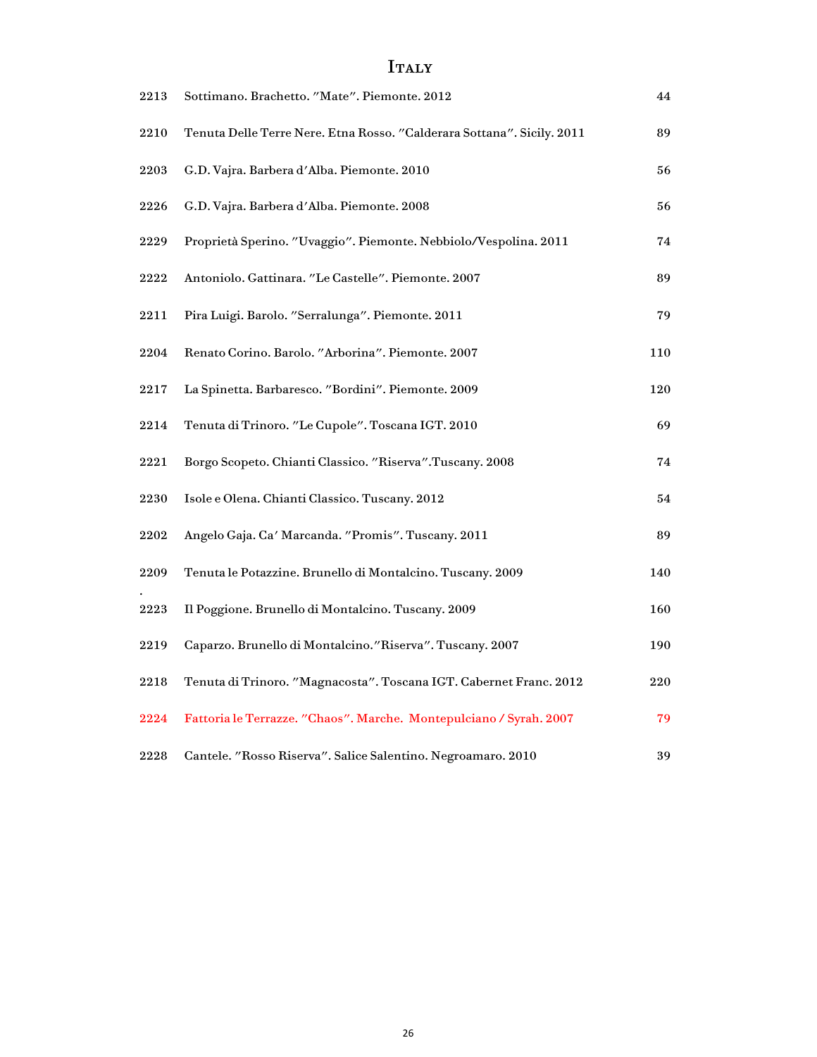# Italy

| | | |
|---|---|---|
| 2213 | Sottimano. Brachetto. "Mate". Piemonte. 2012 | 44 |
| 2210 | Tenuta Delle Terre Nere. Etna Rosso. "Calderara Sottana". Sicily. 2011 | 89 |
| 2203 | G.D. Vajra. Barbera d'Alba. Piemonte. 2010 | 56 |
| 2226 | G.D. Vajra. Barbera d'Alba. Piemonte. 2008 | 56 |
| 2229 | Proprietà Sperino. "Uvaggio". Piemonte. Nebbiolo/Vespolina. 2011 | 74 |
| 2222 | Antoniolo. Gattinara. "Le Castelle". Piemonte. 2007 | 89 |
| 2211 | Pira Luigi. Barolo. "Serralunga". Piemonte. 2011 | 79 |
| 2204 | Renato Corino. Barolo. "Arborina". Piemonte. 2007 | 110 |
| 2217 | La Spinetta. Barbaresco. "Bordini". Piemonte. 2009 | 120 |
| 2214 | Tenuta di Trinoro. "Le Cupole". Toscana IGT. 2010 | 69 |
| 2221 | Borgo Scopeto. Chianti Classico. "Riserva".Tuscany. 2008 | 74 |
| 2230 | Isole e Olena. Chianti Classico. Tuscany. 2012 | 54 |
| 2202 | Angelo Gaja. Ca' Marcanda. "Promis". Tuscany. 2011 | 89 |
| 2209 | Tenuta le Potazzine. Brunello di Montalcino. Tuscany. 2009 | 140 |
| 2223 | Il Poggione. Brunello di Montalcino. Tuscany. 2009 | 160 |
| 2219 | Caparzo. Brunello di Montalcino."Riserva". Tuscany. 2007 | 190 |
| 2218 | Tenuta di Trinoro. "Magnacosta". Toscana IGT. Cabernet Franc. 2012 | 220 |
| 2224 | Fattoria le Terrazze. "Chaos". Marche. Montepulciano / Syrah. 2007 | 79 |
| 2228 | Cantele. "Rosso Riserva". Salice Salentino. Negroamaro. 2010 | 39 |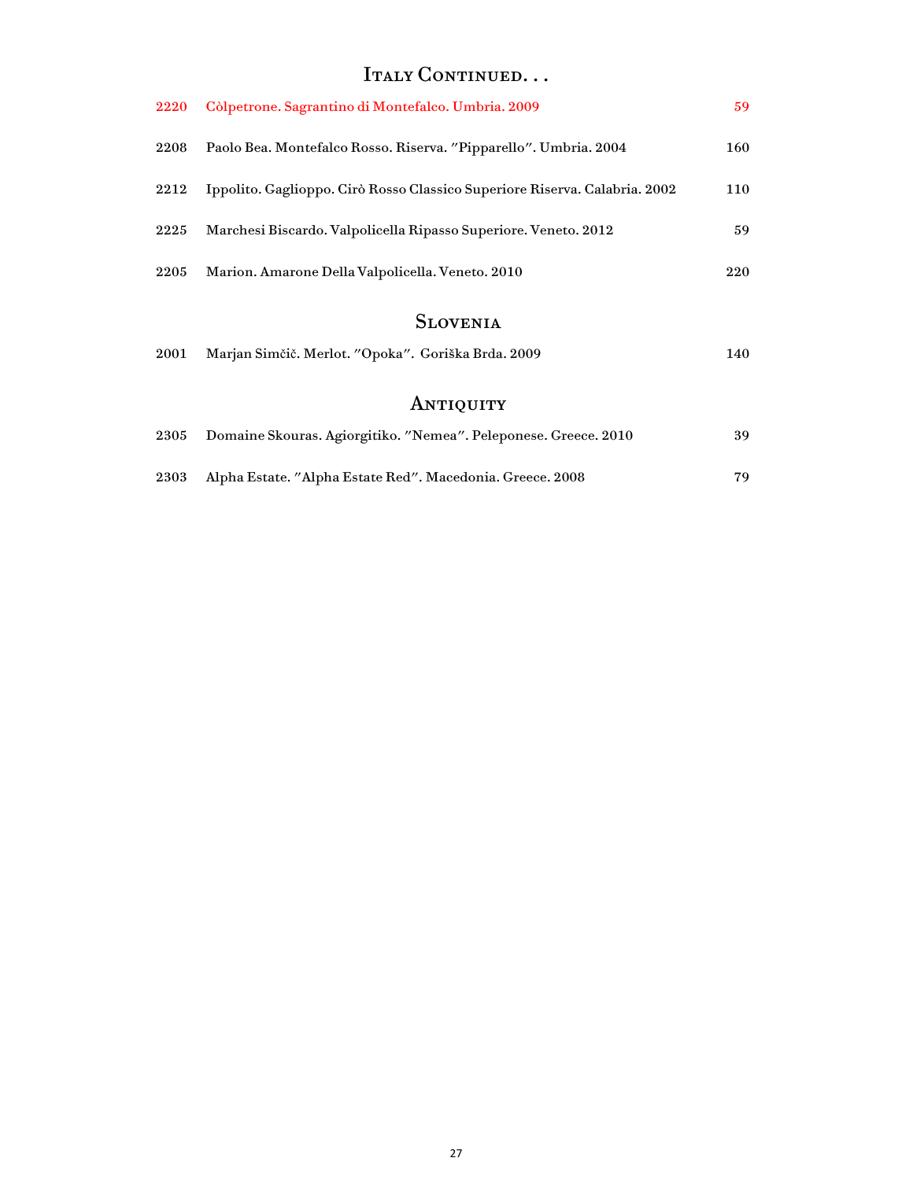## Italy Continued. . .

| | | |
|---|---|---|
| 2220 | Còlpetrone. Sagrantino di Montefalco. Umbria. 2009 | 59 |
| 2208 | Paolo Bea. Montefalco Rosso. Riserva. "Pipparello". Umbria. 2004 | 160 |
| 2212 | Ippolito. Gaglioppo. Cirò Rosso Classico Superiore Riserva. Calabria. 2002 | 110 |
| 2225 | Marchesi Biscardo. Valpolicella Ripasso Superiore. Veneto. 2012 | 59 |
| 2205 | Marion. Amarone Della Valpolicella. Veneto. 2010 | 220 |

## Slovenia

| | | |
|---|---|---|
| 2001 | Marjan Simčič. Merlot. "Opoka". Goriška Brda. 2009 | 140 |

## Antiquity

| | | |
|---|---|---|
| 2305 | Domaine Skouras. Agiorgitiko. "Nemea". Peleponese. Greece. 2010 | 39 |
| 2303 | Alpha Estate. "Alpha Estate Red". Macedonia. Greece. 2008 | 79 |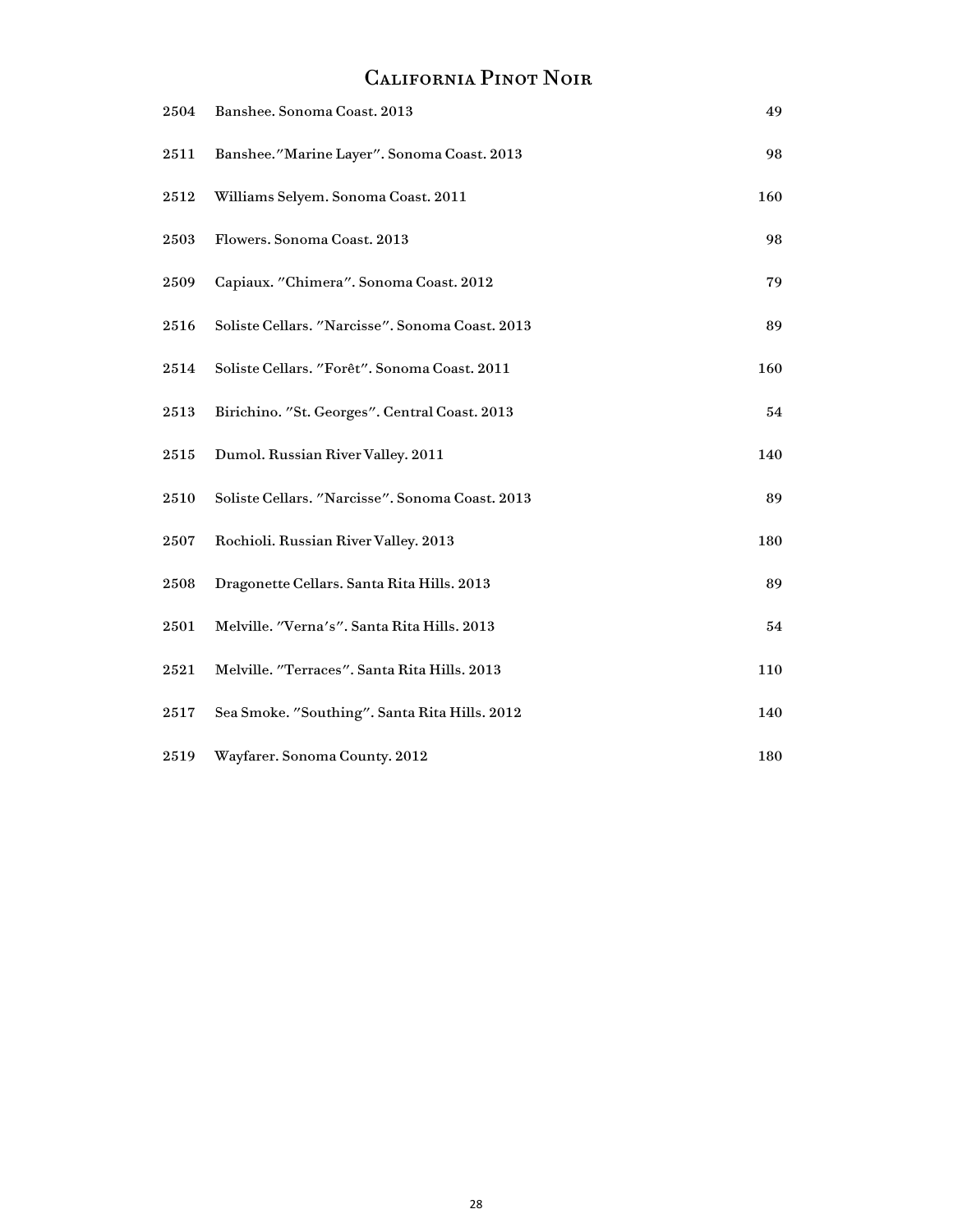# California Pinot Noir

| | | |
|---|---|---|
| 2504 | Banshee. Sonoma Coast. 2013 | 49 |
| 2511 | Banshee."Marine Layer". Sonoma Coast. 2013 | 98 |
| 2512 | Williams Selyem. Sonoma Coast. 2011 | 160 |
| 2503 | Flowers. Sonoma Coast. 2013 | 98 |
| 2509 | Capiaux. "Chimera". Sonoma Coast. 2012 | 79 |
| 2516 | Soliste Cellars. "Narcisse". Sonoma Coast. 2013 | 89 |
| 2514 | Soliste Cellars. "Forêt". Sonoma Coast. 2011 | 160 |
| 2513 | Birichino. "St. Georges". Central Coast. 2013 | 54 |
| 2515 | Dumol. Russian River Valley. 2011 | 140 |
| 2510 | Soliste Cellars. "Narcisse". Sonoma Coast. 2013 | 89 |
| 2507 | Rochioli. Russian River Valley. 2013 | 180 |
| 2508 | Dragonette Cellars. Santa Rita Hills. 2013 | 89 |
| 2501 | Melville. "Verna's". Santa Rita Hills. 2013 | 54 |
| 2521 | Melville. "Terraces". Santa Rita Hills. 2013 | 110 |
| 2517 | Sea Smoke. "Southing". Santa Rita Hills. 2012 | 140 |
| 2519 | Wayfarer. Sonoma County. 2012 | 180 |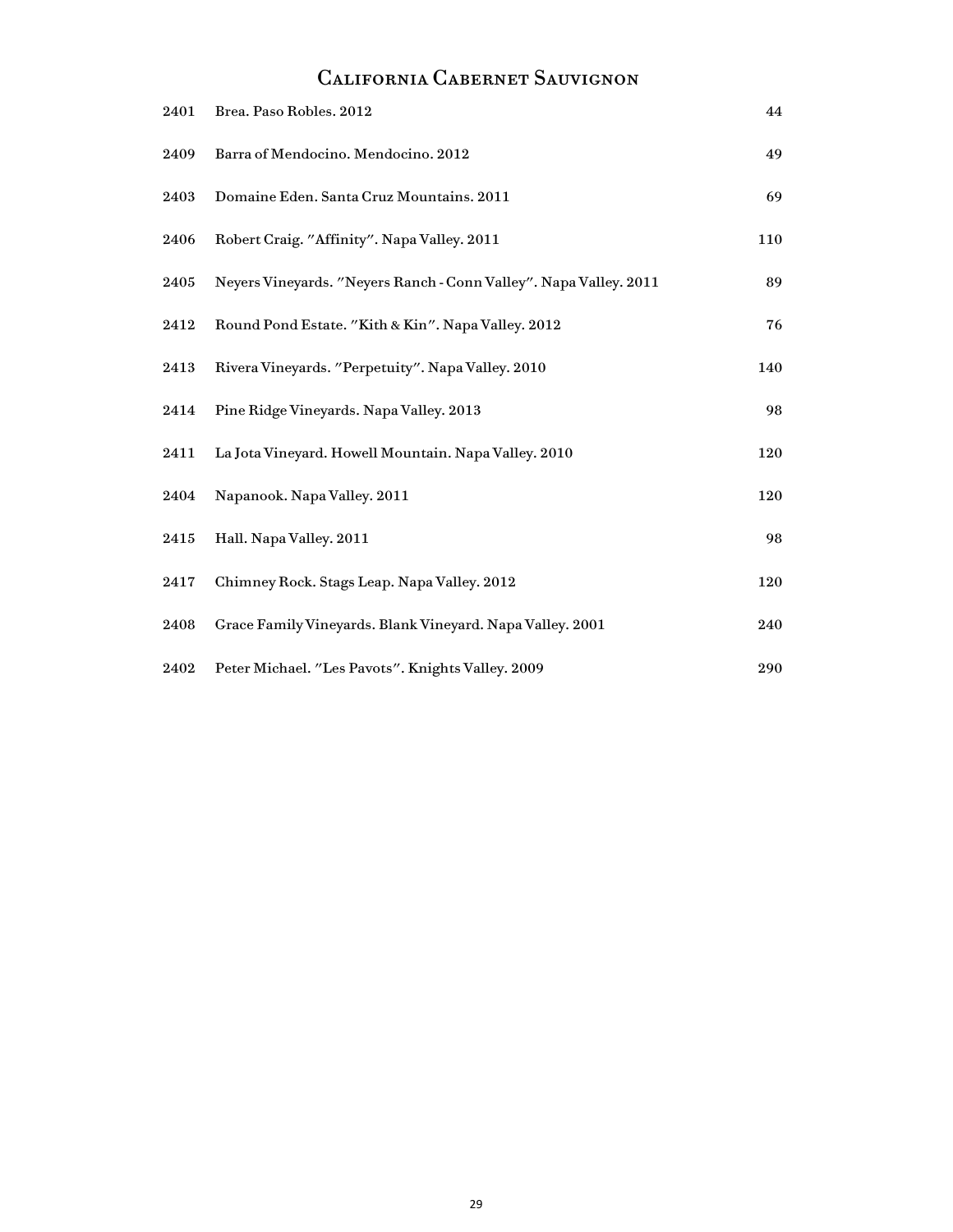## California Cabernet Sauvignon

| | | |
|---|---|---|
| 2401 | Brea. Paso Robles. 2012 | 44 |
| 2409 | Barra of Mendocino. Mendocino. 2012 | 49 |
| 2403 | Domaine Eden. Santa Cruz Mountains. 2011 | 69 |
| 2406 | Robert Craig. "Affinity". Napa Valley. 2011 | 110 |
| 2405 | Neyers Vineyards. "Neyers Ranch - Conn Valley". Napa Valley. 2011 | 89 |
| 2412 | Round Pond Estate. "Kith & Kin". Napa Valley. 2012 | 76 |
| 2413 | Rivera Vineyards. "Perpetuity". Napa Valley. 2010 | 140 |
| 2414 | Pine Ridge Vineyards. Napa Valley. 2013 | 98 |
| 2411 | La Jota Vineyard. Howell Mountain. Napa Valley. 2010 | 120 |
| 2404 | Napanook. Napa Valley. 2011 | 120 |
| 2415 | Hall. Napa Valley. 2011 | 98 |
| 2417 | Chimney Rock. Stags Leap. Napa Valley. 2012 | 120 |
| 2408 | Grace Family Vineyards. Blank Vineyard. Napa Valley. 2001 | 240 |
| 2402 | Peter Michael. "Les Pavots". Knights Valley. 2009 | 290 |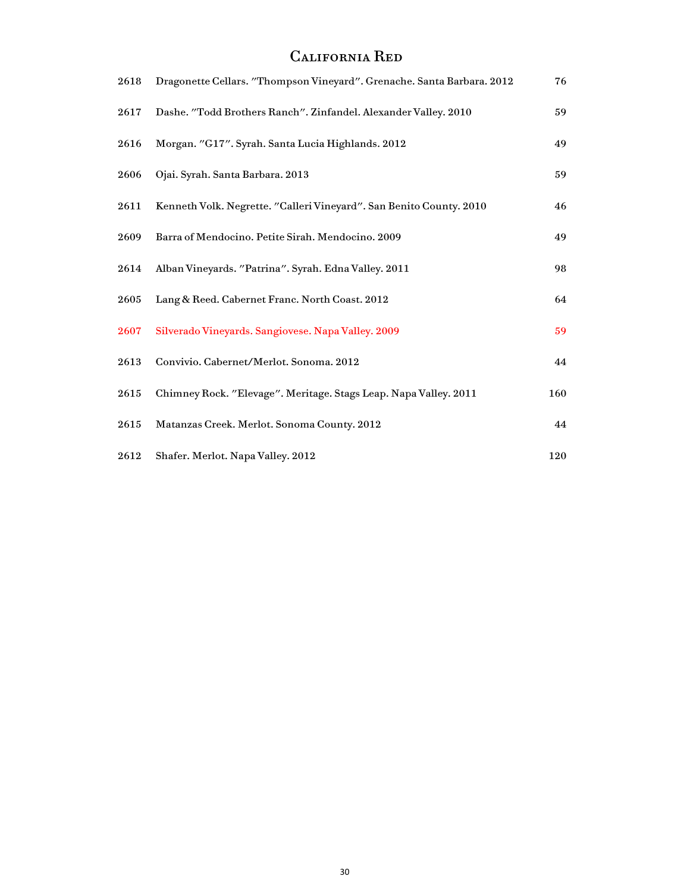# California Red

| | | |
|---|---|---|
| 2618 | Dragonette Cellars. "Thompson Vineyard". Grenache. Santa Barbara. 2012 | 76 |
| 2617 | Dashe. "Todd Brothers Ranch". Zinfandel. Alexander Valley. 2010 | 59 |
| 2616 | Morgan. "G17". Syrah. Santa Lucia Highlands. 2012 | 49 |
| 2606 | Ojai. Syrah. Santa Barbara. 2013 | 59 |
| 2611 | Kenneth Volk. Negrette. "Calleri Vineyard". San Benito County. 2010 | 46 |
| 2609 | Barra of Mendocino. Petite Sirah. Mendocino. 2009 | 49 |
| 2614 | Alban Vineyards. "Patrina". Syrah. Edna Valley. 2011 | 98 |
| 2605 | Lang & Reed. Cabernet Franc. North Coast. 2012 | 64 |
| 2607 | Silverado Vineyards. Sangiovese. Napa Valley. 2009 | 59 |
| 2613 | Convivio. Cabernet/Merlot. Sonoma. 2012 | 44 |
| 2615 | Chimney Rock. "Elevage". Meritage. Stags Leap. Napa Valley. 2011 | 160 |
| 2615 | Matanzas Creek. Merlot. Sonoma County. 2012 | 44 |
| 2612 | Shafer. Merlot. Napa Valley. 2012 | 120 |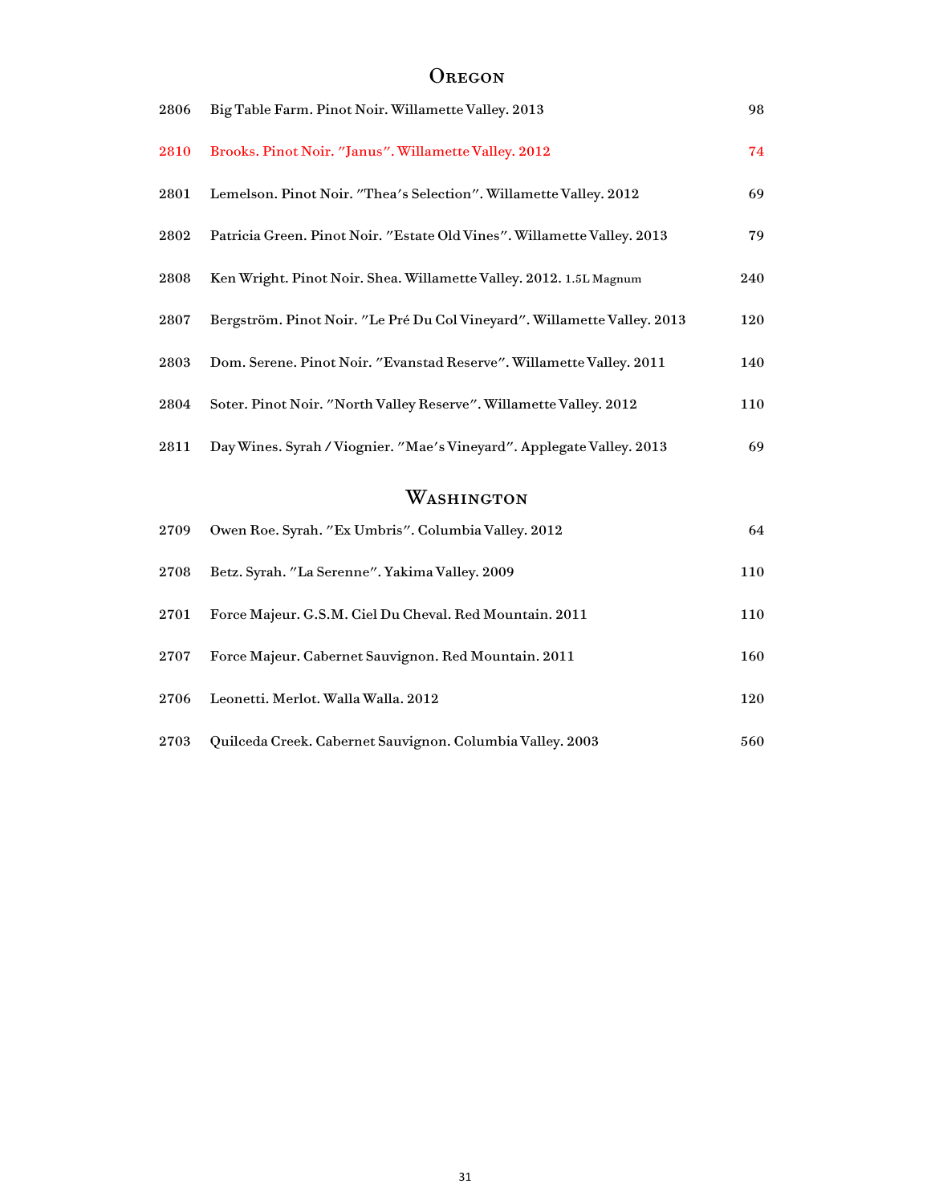## Oregon

| | | |
|---|---|---|
| 2806 | Big Table Farm. Pinot Noir. Willamette Valley. 2013 | 98 |
| 2810 | Brooks. Pinot Noir. "Janus". Willamette Valley. 2012 | 74 |
| 2801 | Lemelson. Pinot Noir. "Thea's Selection". Willamette Valley. 2012 | 69 |
| 2802 | Patricia Green. Pinot Noir. "Estate Old Vines". Willamette Valley. 2013 | 79 |
| 2808 | Ken Wright. Pinot Noir. Shea. Willamette Valley. 2012. 1.5L Magnum | 240 |
| 2807 | Bergström. Pinot Noir. "Le Pré Du Col Vineyard". Willamette Valley. 2013 | 120 |
| 2803 | Dom. Serene. Pinot Noir. "Evanstad Reserve". Willamette Valley. 2011 | 140 |
| 2804 | Soter. Pinot Noir. "North Valley Reserve". Willamette Valley. 2012 | 110 |
| 2811 | Day Wines. Syrah / Viognier. "Mae's Vineyard". Applegate Valley. 2013 | 69 |

## Washington

| | | |
|---|---|---|
| 2709 | Owen Roe. Syrah. "Ex Umbris". Columbia Valley. 2012 | 64 |
| 2708 | Betz. Syrah. "La Serenne". Yakima Valley. 2009 | 110 |
| 2701 | Force Majeur. G.S.M. Ciel Du Cheval. Red Mountain. 2011 | 110 |
| 2707 | Force Majeur. Cabernet Sauvignon. Red Mountain. 2011 | 160 |
| 2706 | Leonetti. Merlot. Walla Walla. 2012 | 120 |
| 2703 | Quilceda Creek. Cabernet Sauvignon. Columbia Valley. 2003 | 560 |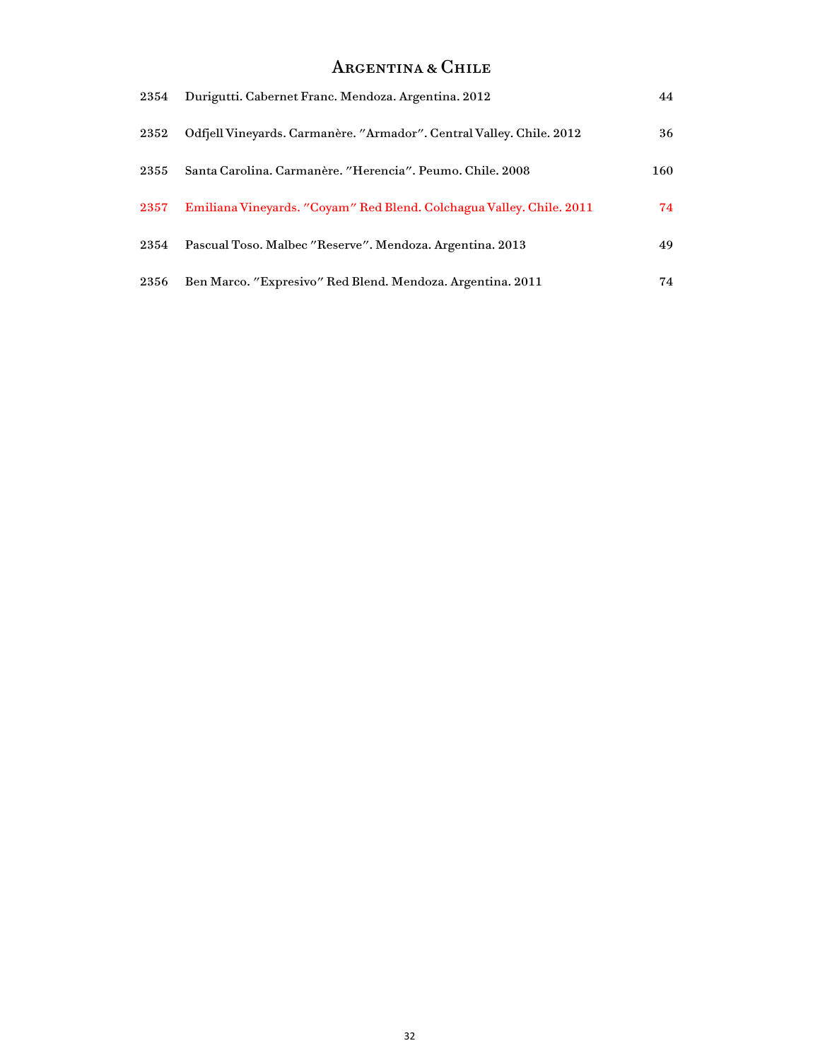## Argentina & Chile

| | | |
|---|---|---|
| 2354 | Durigutti. Cabernet Franc. Mendoza. Argentina. 2012 | 44 |
| 2352 | Odfjell Vineyards. Carmanère. "Armador". Central Valley. Chile. 2012 | 36 |
| 2355 | Santa Carolina. Carmanère. "Herencia". Peumo. Chile. 2008 | 160 |
| 2357 | Emiliana Vineyards. "Coyam" Red Blend. Colchagua Valley. Chile. 2011 | 74 |
| 2354 | Pascual Toso. Malbec "Reserve". Mendoza. Argentina. 2013 | 49 |
| 2356 | Ben Marco. "Expresivo" Red Blend. Mendoza. Argentina. 2011 | 74 |